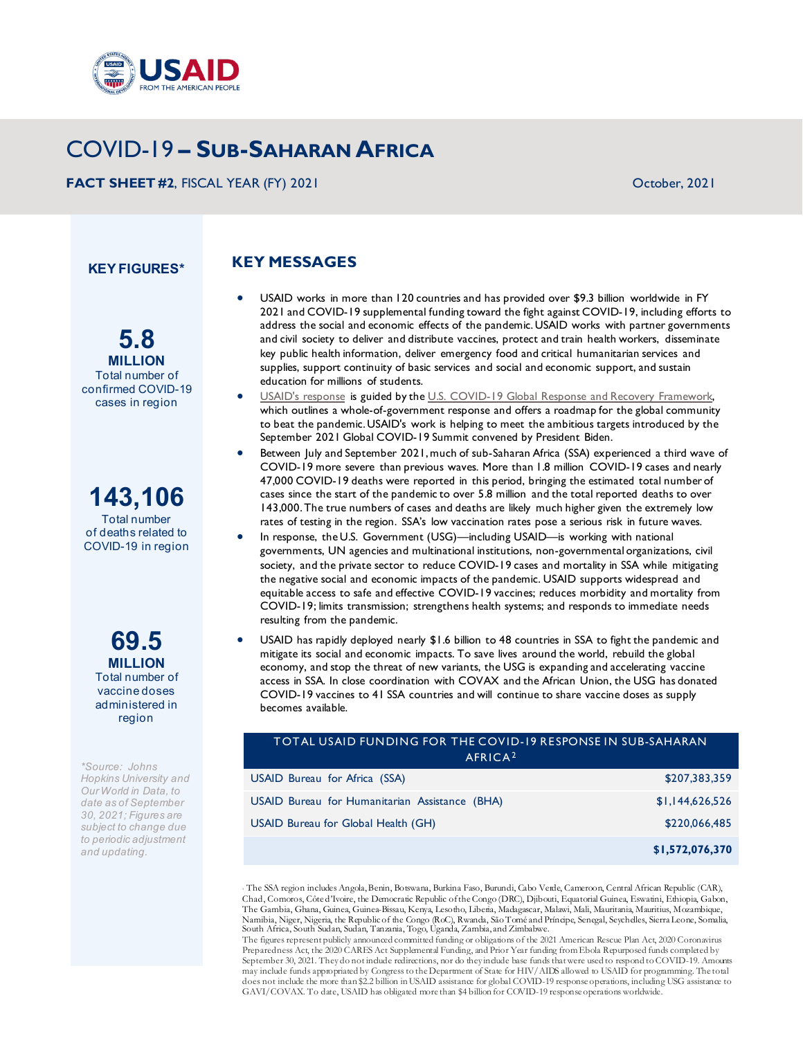USAID FROM THE AMERICAN PEOPLE

# COVID-19 – SUB-SAHARAN AFRICA

**FACT SHEET #2**, FISCAL YEAR (FY) 2021

October, 2021

## KEY FIGURES*

**5.8 MILLION**
Total number of confirmed COVID-19 cases in region

**143,106**
Total number of deaths related to COVID-19 in region

**69.5 MILLION**
Total number of vaccine doses administered in region

*\*Source: Johns Hopkins University and Our World in Data, to date as of September 30, 2021; Figures are subject to change due to periodic adjustment and updating.*

## KEY MESSAGES

- USAID works in more than 120 countries and has provided over $9.3 billion worldwide in FY 2021 and COVID-19 supplemental funding toward the fight against COVID-19, including efforts to address the social and economic effects of the pandemic. USAID works with partner governments and civil society to deliver and distribute vaccines, protect and train health workers, disseminate key public health information, deliver emergency food and critical humanitarian services and supplies, support continuity of basic services and social and economic support, and sustain education for millions of students.
- USAID's response is guided by the U.S. COVID-19 Global Response and Recovery Framework, which outlines a whole-of-government response and offers a roadmap for the global community to beat the pandemic. USAID's work is helping to meet the ambitious targets introduced by the September 2021 Global COVID-19 Summit convened by President Biden.
- Between July and September 2021, much of sub-Saharan Africa (SSA) experienced a third wave of COVID-19 more severe than previous waves. More than 1.8 million COVID-19 cases and nearly 47,000 COVID-19 deaths were reported in this period, bringing the estimated total number of cases since the start of the pandemic to over 5.8 million and the total reported deaths to over 143,000. The true numbers of cases and deaths are likely much higher given the extremely low rates of testing in the region. SSA's low vaccination rates pose a serious risk in future waves.
- In response, the U.S. Government (USG)—including USAID—is working with national governments, UN agencies and multinational institutions, non-governmental organizations, civil society, and the private sector to reduce COVID-19 cases and mortality in SSA while mitigating the negative social and economic impacts of the pandemic. USAID supports widespread and equitable access to safe and effective COVID-19 vaccines; reduces morbidity and mortality from COVID-19; limits transmission; strengthens health systems; and responds to immediate needs resulting from the pandemic.
- USAID has rapidly deployed nearly $1.6 billion to 48 countries in SSA to fight the pandemic and mitigate its social and economic impacts. To save lives around the world, rebuild the global economy, and stop the threat of new variants, the USG is expanding and accelerating vaccine access in SSA. In close coordination with COVAX and the African Union, the USG has donated COVID-19 vaccines to 41 SSA countries and will continue to share vaccine doses as supply becomes available.

| TOTAL USAID FUNDING FOR THE COVID-19 RESPONSE IN SUB-SAHARAN AFRICA[2] | |
|---|---|
| USAID Bureau for Africa (SSA) | $207,383,359 |
| USAID Bureau for Humanitarian Assistance (BHA) | $1,144,626,526 |
| USAID Bureau for Global Health (GH) | $220,066,485 |
| | **$1,572,076,370** |

[1] The SSA region includes Angola, Benin, Botswana, Burkina Faso, Burundi, Cabo Verde, Cameroon, Central African Republic (CAR), Chad, Comoros, Côte d'Ivoire, the Democratic Republic of the Congo (DRC), Djibouti, Equatorial Guinea, Eswatini, Ethiopia, Gabon, The Gambia, Ghana, Guinea, Guinea-Bissau, Kenya, Lesotho, Liberia, Madagascar, Malawi, Mali, Mauritania, Mauritius, Mozambique, Namibia, Niger, Nigeria, the Republic of the Congo (RoC), Rwanda, São Tomé and Príncipe, Senegal, Seychelles, Sierra Leone, Somalia, South Africa, South Sudan, Sudan, Tanzania, Togo, Uganda, Zambia, and Zimbabwe.

The figures represent publicly announced committed funding or obligations of the 2021 American Rescue Plan Act, 2020 Coronavirus Preparedness Act, the 2020 CARES Act Supplemental Funding, and Prior Year funding from Ebola Repurposed funds completed by September 30, 2021. They do not include redirections, nor do they include base funds that were used to respond to COVID-19. Amounts may include funds appropriated by Congress to the Department of State for HIV/AIDS allowed to USAID for programming. The total does not include the more than $2.2 billion in USAID assistance for global COVID-19 response operations, including USG assistance to GAVI/COVAX. To date, USAID has obligated more than $4 billion for COVID-19 response operations worldwide.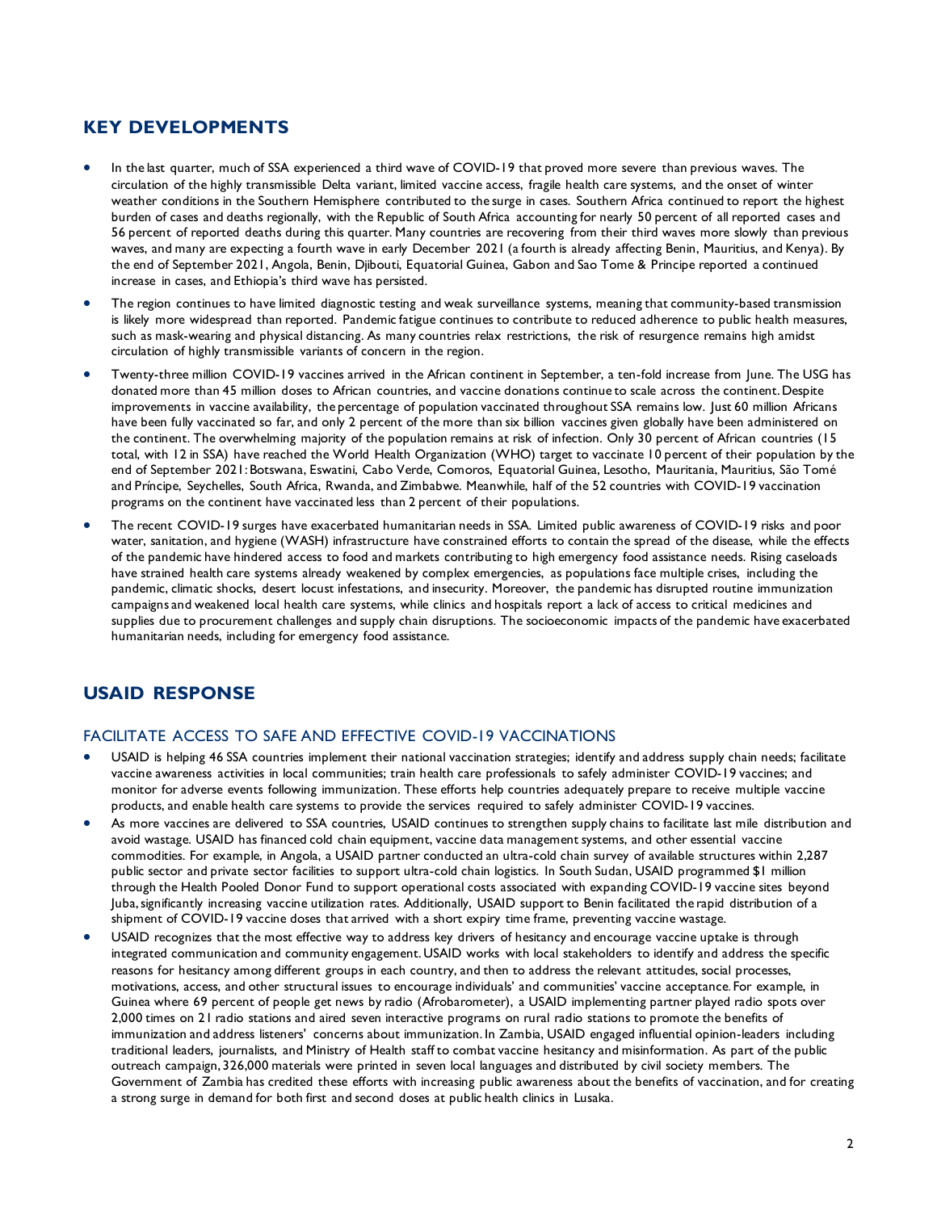## KEY DEVELOPMENTS

- In the last quarter, much of SSA experienced a third wave of COVID-19 that proved more severe than previous waves. The circulation of the highly transmissible Delta variant, limited vaccine access, fragile health care systems, and the onset of winter weather conditions in the Southern Hemisphere contributed to the surge in cases. Southern Africa continued to report the highest burden of cases and deaths regionally, with the Republic of South Africa accounting for nearly 50 percent of all reported cases and 56 percent of reported deaths during this quarter. Many countries are recovering from their third waves more slowly than previous waves, and many are expecting a fourth wave in early December 2021 (a fourth is already affecting Benin, Mauritius, and Kenya). By the end of September 2021, Angola, Benin, Djibouti, Equatorial Guinea, Gabon and Sao Tome & Principe reported a continued increase in cases, and Ethiopia's third wave has persisted.
- The region continues to have limited diagnostic testing and weak surveillance systems, meaning that community-based transmission is likely more widespread than reported. Pandemic fatigue continues to contribute to reduced adherence to public health measures, such as mask-wearing and physical distancing. As many countries relax restrictions, the risk of resurgence remains high amidst circulation of highly transmissible variants of concern in the region.
- Twenty-three million COVID-19 vaccines arrived in the African continent in September, a ten-fold increase from June. The USG has donated more than 45 million doses to African countries, and vaccine donations continue to scale across the continent. Despite improvements in vaccine availability, the percentage of population vaccinated throughout SSA remains low. Just 60 million Africans have been fully vaccinated so far, and only 2 percent of the more than six billion vaccines given globally have been administered on the continent. The overwhelming majority of the population remains at risk of infection. Only 30 percent of African countries (15 total, with 12 in SSA) have reached the World Health Organization (WHO) target to vaccinate 10 percent of their population by the end of September 2021: Botswana, Eswatini, Cabo Verde, Comoros, Equatorial Guinea, Lesotho, Mauritania, Mauritius, São Tomé and Príncipe, Seychelles, South Africa, Rwanda, and Zimbabwe. Meanwhile, half of the 52 countries with COVID-19 vaccination programs on the continent have vaccinated less than 2 percent of their populations.
- The recent COVID-19 surges have exacerbated humanitarian needs in SSA. Limited public awareness of COVID-19 risks and poor water, sanitation, and hygiene (WASH) infrastructure have constrained efforts to contain the spread of the disease, while the effects of the pandemic have hindered access to food and markets contributing to high emergency food assistance needs. Rising caseloads have strained health care systems already weakened by complex emergencies, as populations face multiple crises, including the pandemic, climatic shocks, desert locust infestations, and insecurity. Moreover, the pandemic has disrupted routine immunization campaigns and weakened local health care systems, while clinics and hospitals report a lack of access to critical medicines and supplies due to procurement challenges and supply chain disruptions. The socioeconomic impacts of the pandemic have exacerbated humanitarian needs, including for emergency food assistance.

## USAID RESPONSE

### FACILITATE ACCESS TO SAFE AND EFFECTIVE COVID-19 VACCINATIONS

- USAID is helping 46 SSA countries implement their national vaccination strategies; identify and address supply chain needs; facilitate vaccine awareness activities in local communities; train health care professionals to safely administer COVID-19 vaccines; and monitor for adverse events following immunization. These efforts help countries adequately prepare to receive multiple vaccine products, and enable health care systems to provide the services required to safely administer COVID-19 vaccines.
- As more vaccines are delivered to SSA countries, USAID continues to strengthen supply chains to facilitate last mile distribution and avoid wastage. USAID has financed cold chain equipment, vaccine data management systems, and other essential vaccine commodities. For example, in Angola, a USAID partner conducted an ultra-cold chain survey of available structures within 2,287 public sector and private sector facilities to support ultra-cold chain logistics. In South Sudan, USAID programmed $1 million through the Health Pooled Donor Fund to support operational costs associated with expanding COVID-19 vaccine sites beyond Juba, significantly increasing vaccine utilization rates. Additionally, USAID support to Benin facilitated the rapid distribution of a shipment of COVID-19 vaccine doses that arrived with a short expiry time frame, preventing vaccine wastage.
- USAID recognizes that the most effective way to address key drivers of hesitancy and encourage vaccine uptake is through integrated communication and community engagement. USAID works with local stakeholders to identify and address the specific reasons for hesitancy among different groups in each country, and then to address the relevant attitudes, social processes, motivations, access, and other structural issues to encourage individuals' and communities' vaccine acceptance. For example, in Guinea where 69 percent of people get news by radio (Afrobarometer), a USAID implementing partner played radio spots over 2,000 times on 21 radio stations and aired seven interactive programs on rural radio stations to promote the benefits of immunization and address listeners' concerns about immunization. In Zambia, USAID engaged influential opinion-leaders including traditional leaders, journalists, and Ministry of Health staff to combat vaccine hesitancy and misinformation. As part of the public outreach campaign, 326,000 materials were printed in seven local languages and distributed by civil society members. The Government of Zambia has credited these efforts with increasing public awareness about the benefits of vaccination, and for creating a strong surge in demand for both first and second doses at public health clinics in Lusaka.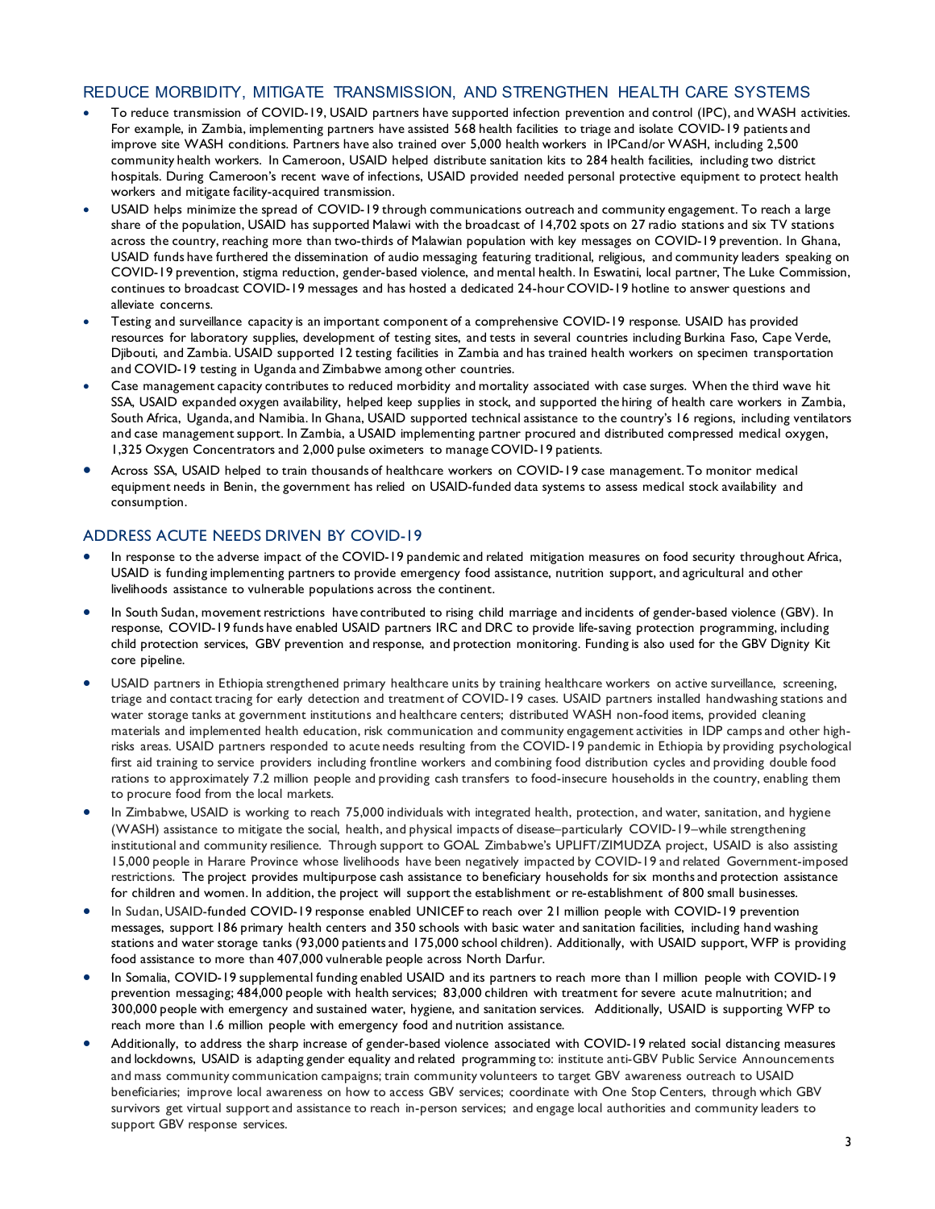## REDUCE MORBIDITY, MITIGATE TRANSMISSION, AND STRENGTHEN HEALTH CARE SYSTEMS

- To reduce transmission of COVID-19, USAID partners have supported infection prevention and control (IPC), and WASH activities. For example, in Zambia, implementing partners have assisted 568 health facilities to triage and isolate COVID-19 patients and improve site WASH conditions. Partners have also trained over 5,000 health workers in IPCand/or WASH, including 2,500 community health workers. In Cameroon, USAID helped distribute sanitation kits to 284 health facilities, including two district hospitals. During Cameroon's recent wave of infections, USAID provided needed personal protective equipment to protect health workers and mitigate facility-acquired transmission.
- USAID helps minimize the spread of COVID-19 through communications outreach and community engagement. To reach a large share of the population, USAID has supported Malawi with the broadcast of 14,702 spots on 27 radio stations and six TV stations across the country, reaching more than two-thirds of Malawian population with key messages on COVID-19 prevention. In Ghana, USAID funds have furthered the dissemination of audio messaging featuring traditional, religious, and community leaders speaking on COVID-19 prevention, stigma reduction, gender-based violence, and mental health. In Eswatini, local partner, The Luke Commission, continues to broadcast COVID-19 messages and has hosted a dedicated 24-hour COVID-19 hotline to answer questions and alleviate concerns.
- Testing and surveillance capacity is an important component of a comprehensive COVID-19 response. USAID has provided resources for laboratory supplies, development of testing sites, and tests in several countries including Burkina Faso, Cape Verde, Djibouti, and Zambia. USAID supported 12 testing facilities in Zambia and has trained health workers on specimen transportation and COVID-19 testing in Uganda and Zimbabwe among other countries.
- Case management capacity contributes to reduced morbidity and mortality associated with case surges. When the third wave hit SSA, USAID expanded oxygen availability, helped keep supplies in stock, and supported the hiring of health care workers in Zambia, South Africa, Uganda, and Namibia. In Ghana, USAID supported technical assistance to the country's 16 regions, including ventilators and case management support. In Zambia, a USAID implementing partner procured and distributed compressed medical oxygen, 1,325 Oxygen Concentrators and 2,000 pulse oximeters to manage COVID-19 patients.
- Across SSA, USAID helped to train thousands of healthcare workers on COVID-19 case management. To monitor medical equipment needs in Benin, the government has relied on USAID-funded data systems to assess medical stock availability and consumption.

## ADDRESS ACUTE NEEDS DRIVEN BY COVID-19

- In response to the adverse impact of the COVID-19 pandemic and related mitigation measures on food security throughout Africa, USAID is funding implementing partners to provide emergency food assistance, nutrition support, and agricultural and other livelihoods assistance to vulnerable populations across the continent.
- In South Sudan, movement restrictions have contributed to rising child marriage and incidents of gender-based violence (GBV). In response, COVID-19 funds have enabled USAID partners IRC and DRC to provide life-saving protection programming, including child protection services, GBV prevention and response, and protection monitoring. Funding is also used for the GBV Dignity Kit core pipeline.
- USAID partners in Ethiopia strengthened primary healthcare units by training healthcare workers on active surveillance, screening, triage and contact tracing for early detection and treatment of COVID-19 cases. USAID partners installed handwashing stations and water storage tanks at government institutions and healthcare centers; distributed WASH non-food items, provided cleaning materials and implemented health education, risk communication and community engagement activities in IDP camps and other high-risks areas. USAID partners responded to acute needs resulting from the COVID-19 pandemic in Ethiopia by providing psychological first aid training to service providers including frontline workers and combining food distribution cycles and providing double food rations to approximately 7.2 million people and providing cash transfers to food-insecure households in the country, enabling them to procure food from the local markets.
- In Zimbabwe, USAID is working to reach 75,000 individuals with integrated health, protection, and water, sanitation, and hygiene (WASH) assistance to mitigate the social, health, and physical impacts of disease–particularly COVID-19–while strengthening institutional and community resilience. Through support to GOAL Zimbabwe's UPLIFT/ZIMUDZA project, USAID is also assisting 15,000 people in Harare Province whose livelihoods have been negatively impacted by COVID-19 and related Government-imposed restrictions. The project provides multipurpose cash assistance to beneficiary households for six months and protection assistance for children and women. In addition, the project will support the establishment or re-establishment of 800 small businesses.
- In Sudan, USAID-funded COVID-19 response enabled UNICEF to reach over 21 million people with COVID-19 prevention messages, support 186 primary health centers and 350 schools with basic water and sanitation facilities, including hand washing stations and water storage tanks (93,000 patients and 175,000 school children). Additionally, with USAID support, WFP is providing food assistance to more than 407,000 vulnerable people across North Darfur.
- In Somalia, COVID-19 supplemental funding enabled USAID and its partners to reach more than 1 million people with COVID-19 prevention messaging; 484,000 people with health services; 83,000 children with treatment for severe acute malnutrition; and 300,000 people with emergency and sustained water, hygiene, and sanitation services. Additionally, USAID is supporting WFP to reach more than 1.6 million people with emergency food and nutrition assistance.
- Additionally, to address the sharp increase of gender-based violence associated with COVID-19 related social distancing measures and lockdowns, USAID is adapting gender equality and related programming to: institute anti-GBV Public Service Announcements and mass community communication campaigns; train community volunteers to target GBV awareness outreach to USAID beneficiaries; improve local awareness on how to access GBV services; coordinate with One Stop Centers, through which GBV survivors get virtual support and assistance to reach in-person services; and engage local authorities and community leaders to support GBV response services.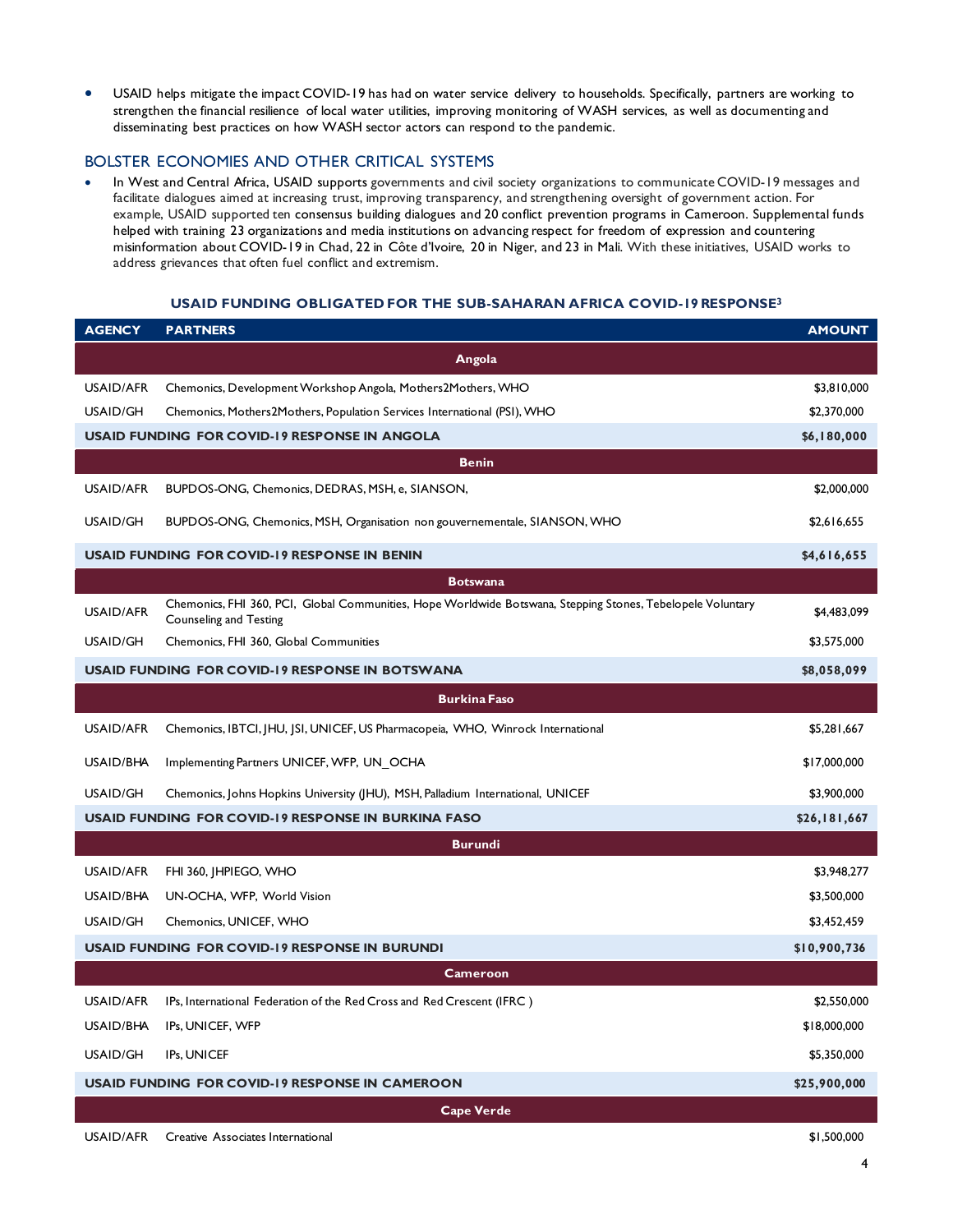- USAID helps mitigate the impact COVID-19 has had on water service delivery to households. Specifically, partners are working to strengthen the financial resilience of local water utilities, improving monitoring of WASH services, as well as documenting and disseminating best practices on how WASH sector actors can respond to the pandemic.

## BOLSTER ECONOMIES AND OTHER CRITICAL SYSTEMS

- In West and Central Africa, USAID supports governments and civil society organizations to communicate COVID-19 messages and facilitate dialogues aimed at increasing trust, improving transparency, and strengthening oversight of government action. For example, USAID supported ten consensus building dialogues and 20 conflict prevention programs in Cameroon. Supplemental funds helped with training 23 organizations and media institutions on advancing respect for freedom of expression and countering misinformation about COVID-19 in Chad, 22 in Côte d'Ivoire, 20 in Niger, and 23 in Mali. With these initiatives, USAID works to address grievances that often fuel conflict and extremism.

### USAID FUNDING OBLIGATED FOR THE SUB-SAHARAN AFRICA COVID-19 RESPONSE[3]

| AGENCY | PARTNERS | AMOUNT |
|---|---|---|
| | **Angola** | |
| USAID/AFR | Chemonics, Development Workshop Angola, Mothers2Mothers, WHO | $3,810,000 |
| USAID/GH | Chemonics, Mothers2Mothers, Population Services International (PSI), WHO | $2,370,000 |
| **USAID FUNDING FOR COVID-19 RESPONSE IN ANGOLA** | | **$6,180,000** |
| | **Benin** | |
| USAID/AFR | BUPDOS-ONG, Chemonics, DEDRAS, MSH, e, SIANSON, | $2,000,000 |
| USAID/GH | BUPDOS-ONG, Chemonics, MSH, Organisation non gouvernementale, SIANSON, WHO | $2,616,655 |
| **USAID FUNDING FOR COVID-19 RESPONSE IN BENIN** | | **$4,616,655** |
| | **Botswana** | |
| USAID/AFR | Chemonics, FHI 360, PCI, Global Communities, Hope Worldwide Botswana, Stepping Stones, Tebelopele Voluntary Counseling and Testing | $4,483,099 |
| USAID/GH | Chemonics, FHI 360, Global Communities | $3,575,000 |
| **USAID FUNDING FOR COVID-19 RESPONSE IN BOTSWANA** | | **$8,058,099** |
| | **Burkina Faso** | |
| USAID/AFR | Chemonics, IBTCI, JHU, JSI, UNICEF, US Pharmacopeia, WHO, Winrock International | $5,281,667 |
| USAID/BHA | Implementing Partners UNICEF, WFP, UN_OCHA | $17,000,000 |
| USAID/GH | Chemonics, Johns Hopkins University (JHU), MSH, Palladium International, UNICEF | $3,900,000 |
| **USAID FUNDING FOR COVID-19 RESPONSE IN BURKINA FASO** | | **$26,181,667** |
| | **Burundi** | |
| USAID/AFR | FHI 360, JHPIEGO, WHO | $3,948,277 |
| USAID/BHA | UN-OCHA, WFP, World Vision | $3,500,000 |
| USAID/GH | Chemonics, UNICEF, WHO | $3,452,459 |
| **USAID FUNDING FOR COVID-19 RESPONSE IN BURUNDI** | | **$10,900,736** |
| | **Cameroon** | |
| USAID/AFR | IPs, International Federation of the Red Cross and Red Crescent (IFRC ) | $2,550,000 |
| USAID/BHA | IPs, UNICEF, WFP | $18,000,000 |
| USAID/GH | IPs, UNICEF | $5,350,000 |
| **USAID FUNDING FOR COVID-19 RESPONSE IN CAMEROON** | | **$25,900,000** |
| | **Cape Verde** | |
| USAID/AFR | Creative Associates International | $1,500,000 |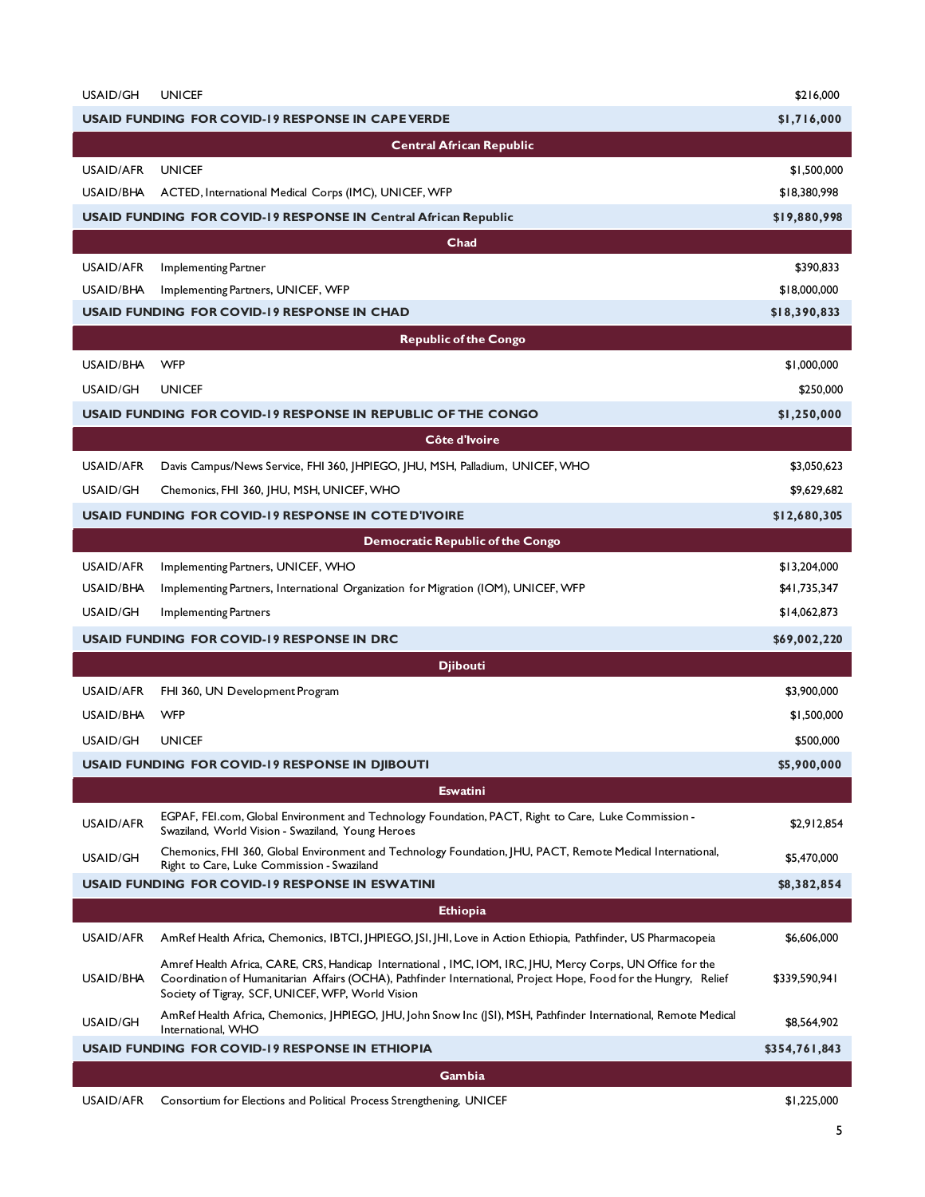| | | |
|---|---|---|
| USAID/GH | UNICEF | $216,000 |
| **USAID FUNDING FOR COVID-19 RESPONSE IN CAPE VERDE** | | **$1,716,000** |
| | **Central African Republic** | |
| USAID/AFR | UNICEF | $1,500,000 |
| USAID/BHA | ACTED, International Medical Corps (IMC), UNICEF, WFP | $18,380,998 |
| **USAID FUNDING FOR COVID-19 RESPONSE IN Central African Republic** | | **$19,880,998** |
| | **Chad** | |
| USAID/AFR | Implementing Partner | $390,833 |
| USAID/BHA | Implementing Partners, UNICEF, WFP | $18,000,000 |
| **USAID FUNDING FOR COVID-19 RESPONSE IN CHAD** | | **$18,390,833** |
| | **Republic of the Congo** | |
| USAID/BHA | WFP | $1,000,000 |
| USAID/GH | UNICEF | $250,000 |
| **USAID FUNDING FOR COVID-19 RESPONSE IN REPUBLIC OF THE CONGO** | | **$1,250,000** |
| | **Côte d'Ivoire** | |
| USAID/AFR | Davis Campus/News Service, FHI 360, JHPIEGO, JHU, MSH, Palladium, UNICEF, WHO | $3,050,623 |
| USAID/GH | Chemonics, FHI 360, JHU, MSH, UNICEF, WHO | $9,629,682 |
| **USAID FUNDING FOR COVID-19 RESPONSE IN COTE D'IVOIRE** | | **$12,680,305** |
| | **Democratic Republic of the Congo** | |
| USAID/AFR | Implementing Partners, UNICEF, WHO | $13,204,000 |
| USAID/BHA | Implementing Partners, International Organization for Migration (IOM), UNICEF, WFP | $41,735,347 |
| USAID/GH | Implementing Partners | $14,062,873 |
| **USAID FUNDING FOR COVID-19 RESPONSE IN DRC** | | **$69,002,220** |
| | **Djibouti** | |
| USAID/AFR | FHI 360, UN Development Program | $3,900,000 |
| USAID/BHA | WFP | $1,500,000 |
| USAID/GH | UNICEF | $500,000 |
| **USAID FUNDING FOR COVID-19 RESPONSE IN DJIBOUTI** | | **$5,900,000** |
| | **Eswatini** | |
| USAID/AFR | EGPAF, FEI.com, Global Environment and Technology Foundation, PACT, Right to Care, Luke Commission - Swaziland, World Vision - Swaziland, Young Heroes | $2,912,854 |
| USAID/GH | Chemonics, FHI 360, Global Environment and Technology Foundation, JHU, PACT, Remote Medical International, Right to Care, Luke Commission - Swaziland | $5,470,000 |
| **USAID FUNDING FOR COVID-19 RESPONSE IN ESWATINI** | | **$8,382,854** |
| | **Ethiopia** | |
| USAID/AFR | AmRef Health Africa, Chemonics, IBTCI, JHPIEGO, JSI, JHI, Love in Action Ethiopia, Pathfinder, US Pharmacopeia | $6,606,000 |
| USAID/BHA | Amref Health Africa, CARE, CRS, Handicap International, IMC, IOM, IRC, JHU, Mercy Corps, UN Office for the Coordination of Humanitarian Affairs (OCHA), Pathfinder International, Project Hope, Food for the Hungry, Relief Society of Tigray, SCF, UNICEF, WFP, World Vision | $339,590,941 |
| USAID/GH | AmRef Health Africa, Chemonics, JHPIEGO, JHU, John Snow Inc (JSI), MSH, Pathfinder International, Remote Medical International, WHO | $8,564,902 |
| **USAID FUNDING FOR COVID-19 RESPONSE IN ETHIOPIA** | | **$354,761,843** |
| | **Gambia** | |
| USAID/AFR | Consortium for Elections and Political Process Strengthening, UNICEF | $1,225,000 |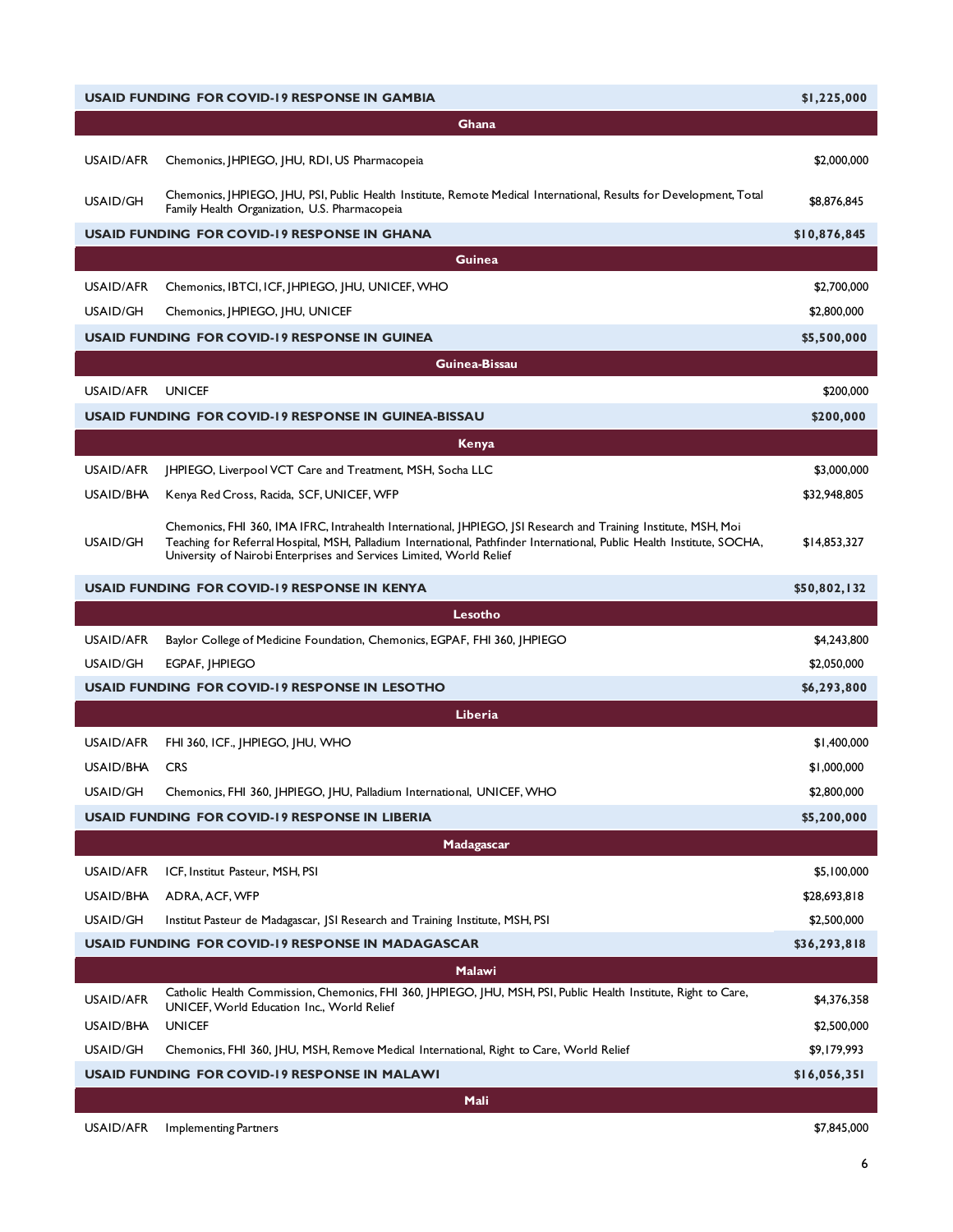| | | |
|---|---|---|
| **USAID FUNDING FOR COVID-19 RESPONSE IN GAMBIA** | | **$1,225,000** |
| | **Ghana** | |
| USAID/AFR | Chemonics, JHPIEGO, JHU, RDI, US Pharmacopeia | $2,000,000 |
| USAID/GH | Chemonics, JHPIEGO, JHU, PSI, Public Health Institute, Remote Medical International, Results for Development, Total Family Health Organization, U.S. Pharmacopeia | $8,876,845 |
| **USAID FUNDING FOR COVID-19 RESPONSE IN GHANA** | | **$10,876,845** |
| | **Guinea** | |
| USAID/AFR | Chemonics, IBTCI, ICF, JHPIEGO, JHU, UNICEF, WHO | $2,700,000 |
| USAID/GH | Chemonics, JHPIEGO, JHU, UNICEF | $2,800,000 |
| **USAID FUNDING FOR COVID-19 RESPONSE IN GUINEA** | | **$5,500,000** |
| | **Guinea-Bissau** | |
| USAID/AFR | UNICEF | $200,000 |
| **USAID FUNDING FOR COVID-19 RESPONSE IN GUINEA-BISSAU** | | **$200,000** |
| | **Kenya** | |
| USAID/AFR | JHPIEGO, Liverpool VCT Care and Treatment, MSH, Socha LLC | $3,000,000 |
| USAID/BHA | Kenya Red Cross, Racida, SCF, UNICEF, WFP | $32,948,805 |
| USAID/GH | Chemonics, FHI 360, IMA IFRC, Intrahealth International, JHPIEGO, JSI Research and Training Institute, MSH, Moi Teaching for Referral Hospital, MSH, Palladium International, Pathfinder International, Public Health Institute, SOCHA, University of Nairobi Enterprises and Services Limited, World Relief | $14,853,327 |
| **USAID FUNDING FOR COVID-19 RESPONSE IN KENYA** | | **$50,802,132** |
| | **Lesotho** | |
| USAID/AFR | Baylor College of Medicine Foundation, Chemonics, EGPAF, FHI 360, JHPIEGO | $4,243,800 |
| USAID/GH | EGPAF, JHPIEGO | $2,050,000 |
| **USAID FUNDING FOR COVID-19 RESPONSE IN LESOTHO** | | **$6,293,800** |
| | **Liberia** | |
| USAID/AFR | FHI 360, ICF., JHPIEGO, JHU, WHO | $1,400,000 |
| USAID/BHA | CRS | $1,000,000 |
| USAID/GH | Chemonics, FHI 360, JHPIEGO, JHU, Palladium International, UNICEF, WHO | $2,800,000 |
| **USAID FUNDING FOR COVID-19 RESPONSE IN LIBERIA** | | **$5,200,000** |
| | **Madagascar** | |
| USAID/AFR | ICF, Institut Pasteur, MSH, PSI | $5,100,000 |
| USAID/BHA | ADRA, ACF, WFP | $28,693,818 |
| USAID/GH | Institut Pasteur de Madagascar, JSI Research and Training Institute, MSH, PSI | $2,500,000 |
| **USAID FUNDING FOR COVID-19 RESPONSE IN MADAGASCAR** | | **$36,293,818** |
| | **Malawi** | |
| USAID/AFR | Catholic Health Commission, Chemonics, FHI 360, JHPIEGO, JHU, MSH, PSI, Public Health Institute, Right to Care, UNICEF, World Education Inc., World Relief | $4,376,358 |
| USAID/BHA | UNICEF | $2,500,000 |
| USAID/GH | Chemonics, FHI 360, JHU, MSH, Remove Medical International, Right to Care, World Relief | $9,179,993 |
| **USAID FUNDING FOR COVID-19 RESPONSE IN MALAWI** | | **$16,056,351** |
| | **Mali** | |
| USAID/AFR | Implementing Partners | $7,845,000 |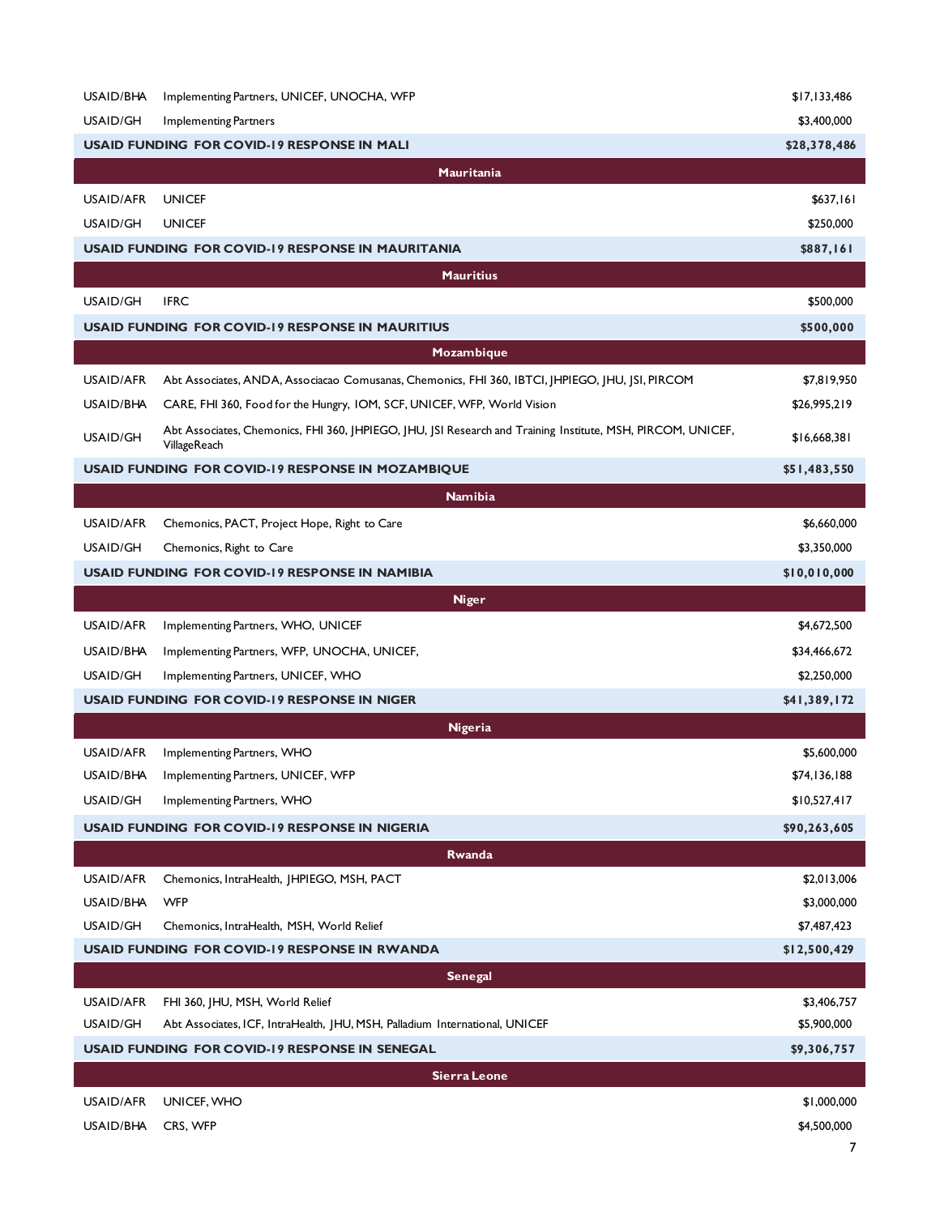| | | |
|---|---|---|
| USAID/BHA | Implementing Partners, UNICEF, UNOCHA, WFP | $17,133,486 |
| USAID/GH | Implementing Partners | $3,400,000 |
| **USAID FUNDING FOR COVID-19 RESPONSE IN MALI** | | **$28,378,486** |
| | **Mauritania** | |
| USAID/AFR | UNICEF | $637,161 |
| USAID/GH | UNICEF | $250,000 |
| **USAID FUNDING FOR COVID-19 RESPONSE IN MAURITANIA** | | **$887,161** |
| | **Mauritius** | |
| USAID/GH | IFRC | $500,000 |
| **USAID FUNDING FOR COVID-19 RESPONSE IN MAURITIUS** | | **$500,000** |
| | **Mozambique** | |
| USAID/AFR | Abt Associates, ANDA, Associacao Comusanas, Chemonics, FHI 360, IBTCI, JHPIEGO, JHU, JSI, PIRCOM | $7,819,950 |
| USAID/BHA | CARE, FHI 360, Food for the Hungry, IOM, SCF, UNICEF, WFP, World Vision | $26,995,219 |
| USAID/GH | Abt Associates, Chemonics, FHI 360, JHPIEGO, JHU, JSI Research and Training Institute, MSH, PIRCOM, UNICEF, VillageReach | $16,668,381 |
| **USAID FUNDING FOR COVID-19 RESPONSE IN MOZAMBIQUE** | | **$51,483,550** |
| | **Namibia** | |
| USAID/AFR | Chemonics, PACT, Project Hope, Right to Care | $6,660,000 |
| USAID/GH | Chemonics, Right to Care | $3,350,000 |
| **USAID FUNDING FOR COVID-19 RESPONSE IN NAMIBIA** | | **$10,010,000** |
| | **Niger** | |
| USAID/AFR | Implementing Partners, WHO, UNICEF | $4,672,500 |
| USAID/BHA | Implementing Partners, WFP, UNOCHA, UNICEF, | $34,466,672 |
| USAID/GH | Implementing Partners, UNICEF, WHO | $2,250,000 |
| **USAID FUNDING FOR COVID-19 RESPONSE IN NIGER** | | **$41,389,172** |
| | **Nigeria** | |
| USAID/AFR | Implementing Partners, WHO | $5,600,000 |
| USAID/BHA | Implementing Partners, UNICEF, WFP | $74,136,188 |
| USAID/GH | Implementing Partners, WHO | $10,527,417 |
| **USAID FUNDING FOR COVID-19 RESPONSE IN NIGERIA** | | **$90,263,605** |
| | **Rwanda** | |
| USAID/AFR | Chemonics, IntraHealth, JHPIEGO, MSH, PACT | $2,013,006 |
| USAID/BHA | WFP | $3,000,000 |
| USAID/GH | Chemonics, IntraHealth, MSH, World Relief | $7,487,423 |
| **USAID FUNDING FOR COVID-19 RESPONSE IN RWANDA** | | **$12,500,429** |
| | **Senegal** | |
| USAID/AFR | FHI 360, JHU, MSH, World Relief | $3,406,757 |
| USAID/GH | Abt Associates, ICF, IntraHealth, JHU, MSH, Palladium International, UNICEF | $5,900,000 |
| **USAID FUNDING FOR COVID-19 RESPONSE IN SENEGAL** | | **$9,306,757** |
| | **Sierra Leone** | |
| USAID/AFR | UNICEF, WHO | $1,000,000 |
| USAID/BHA | CRS, WFP | $4,500,000 |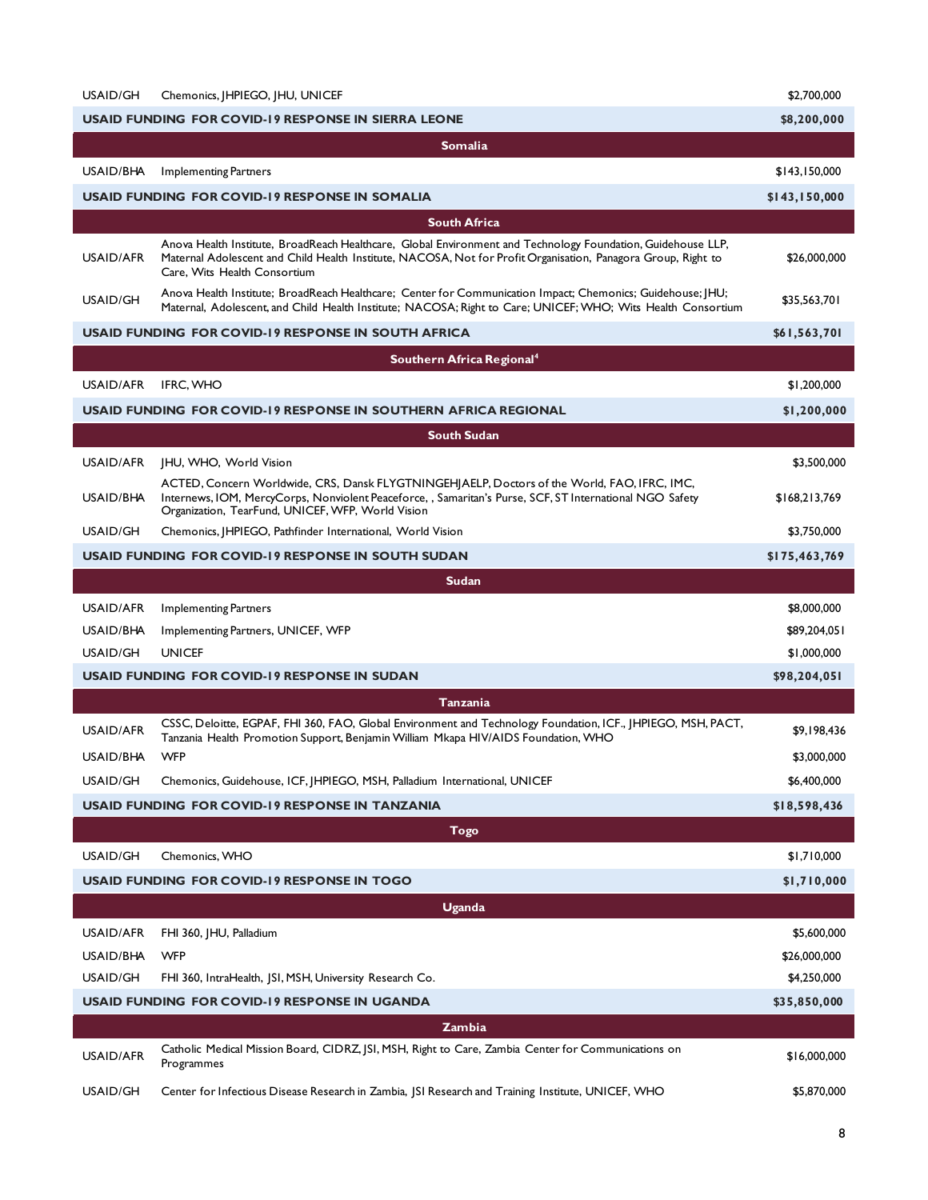| | | |
|---|---|---|
| USAID/GH | Chemonics, JHPIEGO, JHU, UNICEF | $2,700,000 |
| **USAID FUNDING FOR COVID-19 RESPONSE IN SIERRA LEONE** | | **$8,200,000** |
| **Somalia** | | |
| USAID/BHA | Implementing Partners | $143,150,000 |
| **USAID FUNDING FOR COVID-19 RESPONSE IN SOMALIA** | | **$143,150,000** |
| **South Africa** | | |
| USAID/AFR | Anova Health Institute, BroadReach Healthcare, Global Environment and Technology Foundation, Guidehouse LLP, Maternal Adolescent and Child Health Institute, NACOSA, Not for Profit Organisation, Panagora Group, Right to Care, Wits Health Consortium | $26,000,000 |
| USAID/GH | Anova Health Institute; BroadReach Healthcare; Center for Communication Impact; Chemonics; Guidehouse; JHU; Maternal, Adolescent, and Child Health Institute; NACOSA; Right to Care; UNICEF; WHO; Wits Health Consortium | $35,563,701 |
| **USAID FUNDING FOR COVID-19 RESPONSE IN SOUTH AFRICA** | | **$61,563,701** |
| **Southern Africa Regional[4]** | | |
| USAID/AFR | IFRC, WHO | $1,200,000 |
| **USAID FUNDING FOR COVID-19 RESPONSE IN SOUTHERN AFRICA REGIONAL** | | **$1,200,000** |
| **South Sudan** | | |
| USAID/AFR | JHU, WHO, World Vision | $3,500,000 |
| USAID/BHA | ACTED, Concern Worldwide, CRS, Dansk FLYGTNINGEHJAELP, Doctors of the World, FAO, IFRC, IMC, Internews, IOM, MercyCorps, Nonviolent Peaceforce, , Samaritan's Purse, SCF, ST International NGO Safety Organization, TearFund, UNICEF, WFP, World Vision | $168,213,769 |
| USAID/GH | Chemonics, JHPIEGO, Pathfinder International, World Vision | $3,750,000 |
| **USAID FUNDING FOR COVID-19 RESPONSE IN SOUTH SUDAN** | | **$175,463,769** |
| **Sudan** | | |
| USAID/AFR | Implementing Partners | $8,000,000 |
| USAID/BHA | Implementing Partners, UNICEF, WFP | $89,204,051 |
| USAID/GH | UNICEF | $1,000,000 |
| **USAID FUNDING FOR COVID-19 RESPONSE IN SUDAN** | | **$98,204,051** |
| **Tanzania** | | |
| USAID/AFR | CSSC, Deloitte, EGPAF, FHI 360, FAO, Global Environment and Technology Foundation, ICF., JHPIEGO, MSH, PACT, Tanzania Health Promotion Support, Benjamin William Mkapa HIV/AIDS Foundation, WHO | $9,198,436 |
| USAID/BHA | WFP | $3,000,000 |
| USAID/GH | Chemonics, Guidehouse, ICF, JHPIEGO, MSH, Palladium International, UNICEF | $6,400,000 |
| **USAID FUNDING FOR COVID-19 RESPONSE IN TANZANIA** | | **$18,598,436** |
| **Togo** | | |
| USAID/GH | Chemonics, WHO | $1,710,000 |
| **USAID FUNDING FOR COVID-19 RESPONSE IN TOGO** | | **$1,710,000** |
| **Uganda** | | |
| USAID/AFR | FHI 360, JHU, Palladium | $5,600,000 |
| USAID/BHA | WFP | $26,000,000 |
| USAID/GH | FHI 360, IntraHealth, JSI, MSH, University Research Co. | $4,250,000 |
| **USAID FUNDING FOR COVID-19 RESPONSE IN UGANDA** | | **$35,850,000** |
| **Zambia** | | |
| USAID/AFR | Catholic Medical Mission Board, CIDRZ, JSI, MSH, Right to Care, Zambia Center for Communications on Programmes | $16,000,000 |
| USAID/GH | Center for Infectious Disease Research in Zambia, JSI Research and Training Institute, UNICEF, WHO | $5,870,000 |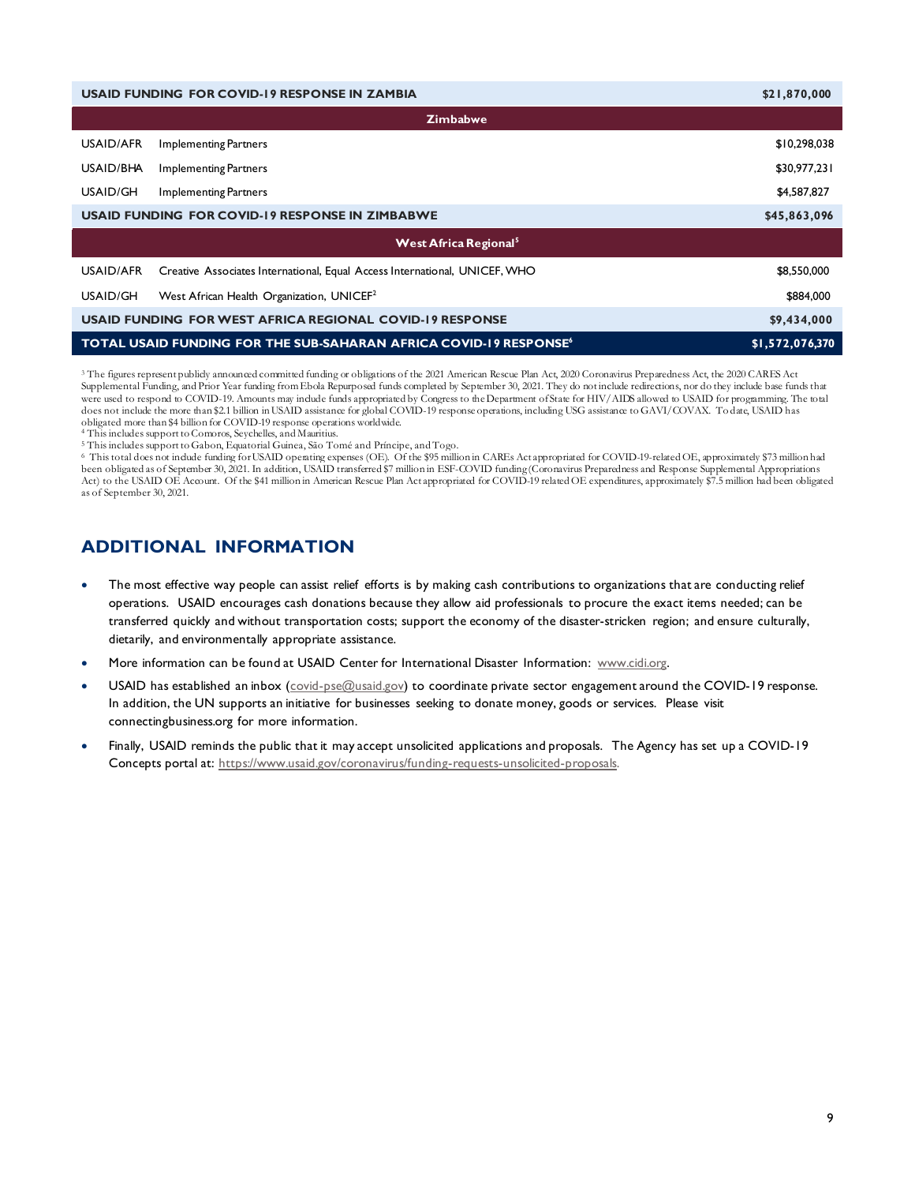| | | |
|---|---|---|
| **USAID FUNDING FOR COVID-19 RESPONSE IN ZAMBIA** | | **$21,870,000** |
| **Zimbabwe** | | |
| USAID/AFR | Implementing Partners | $10,298,038 |
| USAID/BHA | Implementing Partners | $30,977,231 |
| USAID/GH | Implementing Partners | $4,587,827 |
| **USAID FUNDING FOR COVID-19 RESPONSE IN ZIMBABWE** | | **$45,863,096** |
| **West Africa Regional[5]** | | |
| USAID/AFR | Creative Associates International, Equal Access International, UNICEF, WHO | $8,550,000 |
| USAID/GH | West African Health Organization, UNICEF[2] | $884,000 |
| **USAID FUNDING FOR WEST AFRICA REGIONAL COVID-19 RESPONSE** | | **$9,434,000** |
| **TOTAL USAID FUNDING FOR THE SUB-SAHARAN AFRICA COVID-19 RESPONSE[6]** | | **$1,572,076,370** |

[3] The figures represent publicly announced committed funding or obligations of the 2021 American Rescue Plan Act, 2020 Coronavirus Preparedness Act, the 2020 CARES Act Supplemental Funding, and Prior Year funding from Ebola Repurposed funds completed by September 30, 2021. They do not include redirections, nor do they include base funds that were used to respond to COVID-19. Amounts may include funds appropriated by Congress to the Department of State for HIV/AIDS allowed to USAID for programming. The total does not include the more than $2.1 billion in USAID assistance for global COVID-19 response operations, including USG assistance to GAVI/COVAX. To date, USAID has obligated more than $4 billion for COVID-19 response operations worldwide.
[4] This includes support to Comoros, Seychelles, and Mauritius.
[5] This includes support to Gabon, Equatorial Guinea, São Tomé and Príncipe, and Togo.
[6] This total does not include funding for USAID operating expenses (OE). Of the $95 million in CAREs Act appropriated for COVID-19-related OE, approximately $73 million had been obligated as of September 30, 2021. In addition, USAID transferred $7 million in ESF-COVID funding (Coronavirus Preparedness and Response Supplemental Appropriations Act) to the USAID OE Account. Of the $41 million in American Rescue Plan Act appropriated for COVID-19 related OE expenditures, approximately $7.5 million had been obligated as of September 30, 2021.

## ADDITIONAL INFORMATION

- The most effective way people can assist relief efforts is by making cash contributions to organizations that are conducting relief operations. USAID encourages cash donations because they allow aid professionals to procure the exact items needed; can be transferred quickly and without transportation costs; support the economy of the disaster-stricken region; and ensure culturally, dietarily, and environmentally appropriate assistance.
- More information can be found at USAID Center for International Disaster Information: www.cidi.org.
- USAID has established an inbox (covid-pse@usaid.gov) to coordinate private sector engagement around the COVID-19 response. In addition, the UN supports an initiative for businesses seeking to donate money, goods or services. Please visit connectingbusiness.org for more information.
- Finally, USAID reminds the public that it may accept unsolicited applications and proposals. The Agency has set up a COVID-19 Concepts portal at: https://www.usaid.gov/coronavirus/funding-requests-unsolicited-proposals.